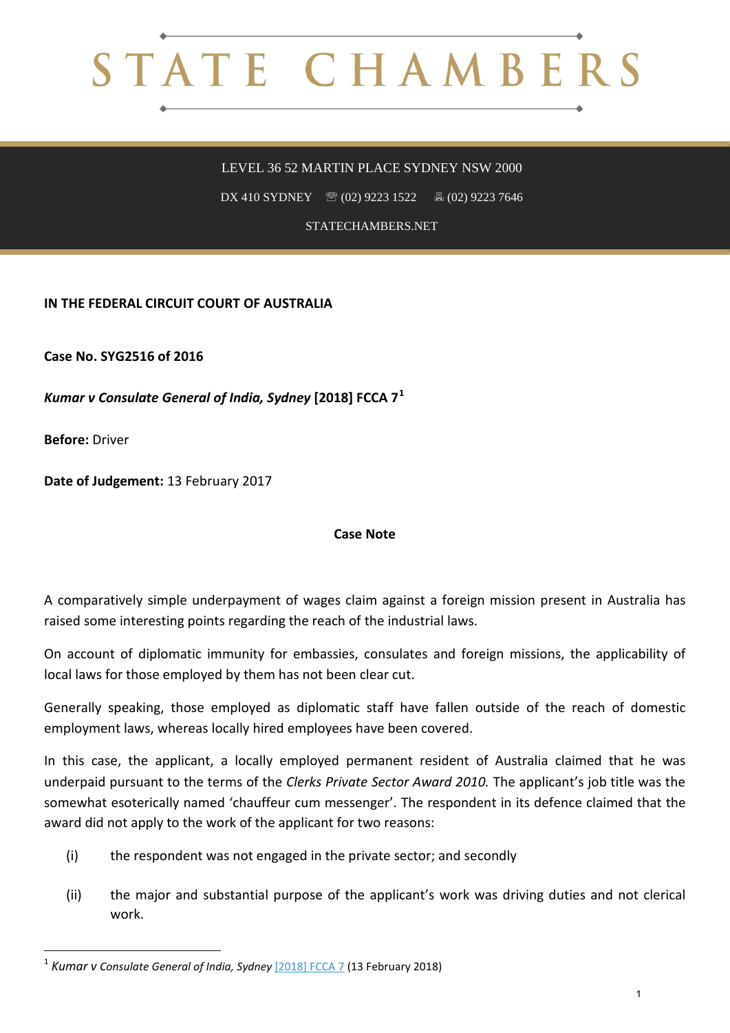# STATE CHAMBERS

LEVEL 36 52 MARTIN PLACE SYDNEY NSW 2000

DX 410 SYDNEY ☏ (02) 9223 1522 🖷 (02) 9223 7646

STATECHAMBERS.NET

**IN THE FEDERAL CIRCUIT COURT OF AUSTRALIA**

**Case No. SYG2516 of 2016**

***Kumar v Consulate General of India, Sydney* [2018] FCCA 7**[1]

**Before:** Driver

**Date of Judgement:** 13 February 2017

**Case Note**

A comparatively simple underpayment of wages claim against a foreign mission present in Australia has raised some interesting points regarding the reach of the industrial laws.

On account of diplomatic immunity for embassies, consulates and foreign missions, the applicability of local laws for those employed by them has not been clear cut.

Generally speaking, those employed as diplomatic staff have fallen outside of the reach of domestic employment laws, whereas locally hired employees have been covered.

In this case, the applicant, a locally employed permanent resident of Australia claimed that he was underpaid pursuant to the terms of the *Clerks Private Sector Award 2010.* The applicant's job title was the somewhat esoterically named 'chauffeur cum messenger'. The respondent in its defence claimed that the award did not apply to the work of the applicant for two reasons:

(i) the respondent was not engaged in the private sector; and secondly

(ii) the major and substantial purpose of the applicant's work was driving duties and not clerical work.

---

[1] *Kumar v Consulate General of India, Sydney* [2018] FCCA 7 (13 February 2018)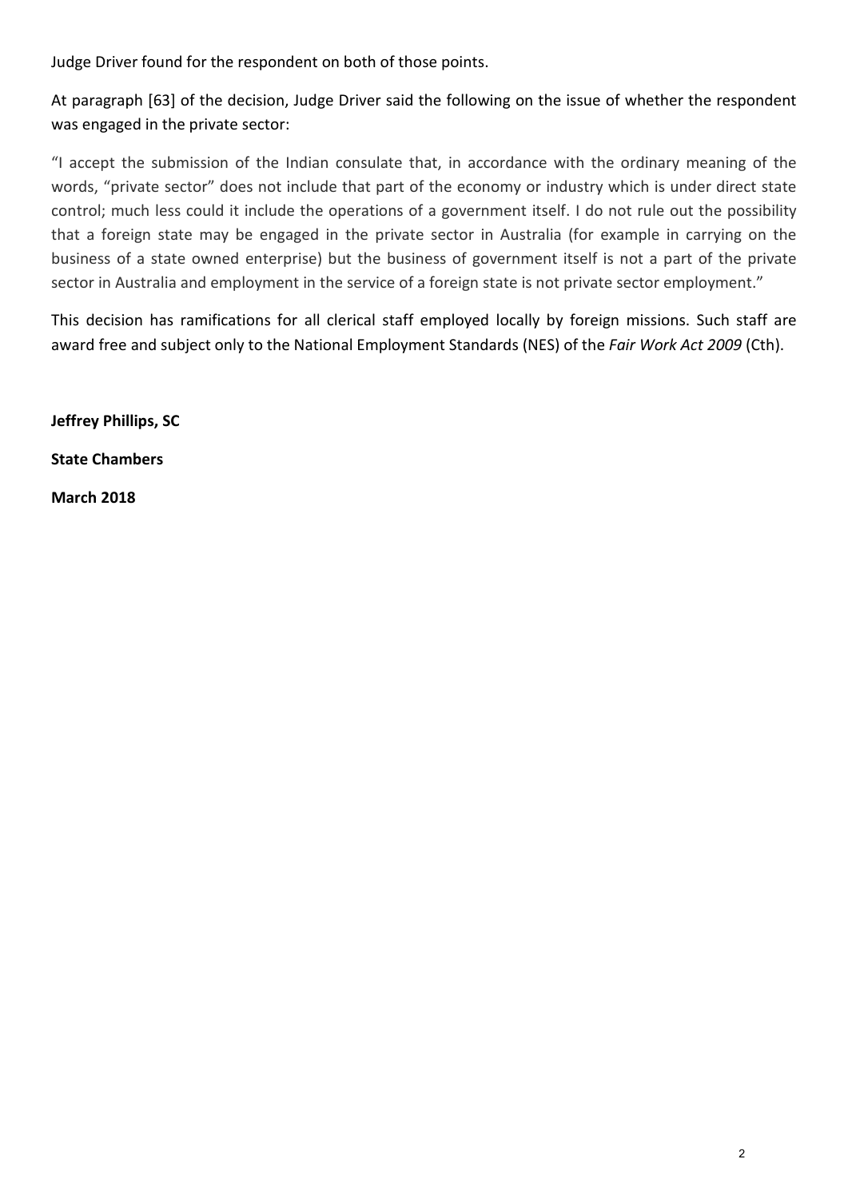Judge Driver found for the respondent on both of those points.

At paragraph [63] of the decision, Judge Driver said the following on the issue of whether the respondent was engaged in the private sector:

"I accept the submission of the Indian consulate that, in accordance with the ordinary meaning of the words, "private sector" does not include that part of the economy or industry which is under direct state control; much less could it include the operations of a government itself. I do not rule out the possibility that a foreign state may be engaged in the private sector in Australia (for example in carrying on the business of a state owned enterprise) but the business of government itself is not a part of the private sector in Australia and employment in the service of a foreign state is not private sector employment."

This decision has ramifications for all clerical staff employed locally by foreign missions. Such staff are award free and subject only to the National Employment Standards (NES) of the *Fair Work Act 2009* (Cth).

**Jeffrey Phillips, SC**

**State Chambers**

**March 2018**